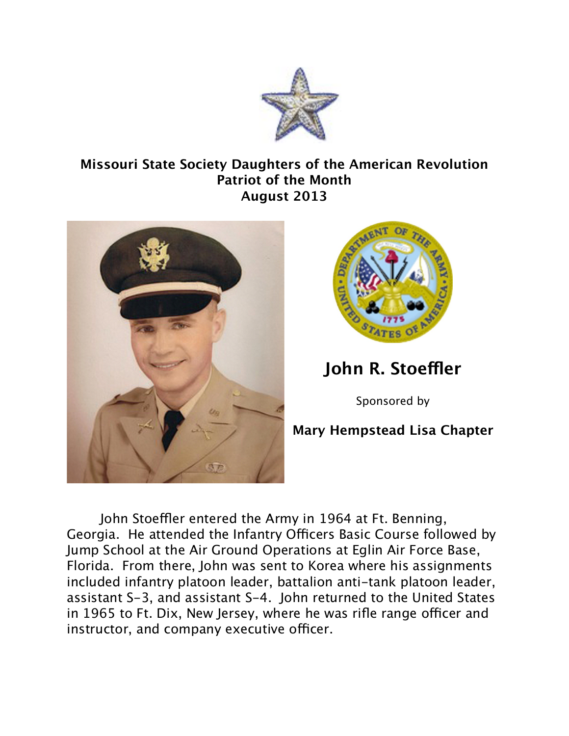**Missouri State Society Daughters of the American Revolution**
**Patriot of the Month**
**August 2013**

## John R. Stoeffler

Sponsored by

**Mary Hempstead Lisa Chapter**

John Stoeffler entered the Army in 1964 at Ft. Benning, Georgia. He attended the Infantry Officers Basic Course followed by Jump School at the Air Ground Operations at Eglin Air Force Base, Florida. From there, John was sent to Korea where his assignments included infantry platoon leader, battalion anti-tank platoon leader, assistant S-3, and assistant S-4. John returned to the United States in 1965 to Ft. Dix, New Jersey, where he was rifle range officer and instructor, and company executive officer.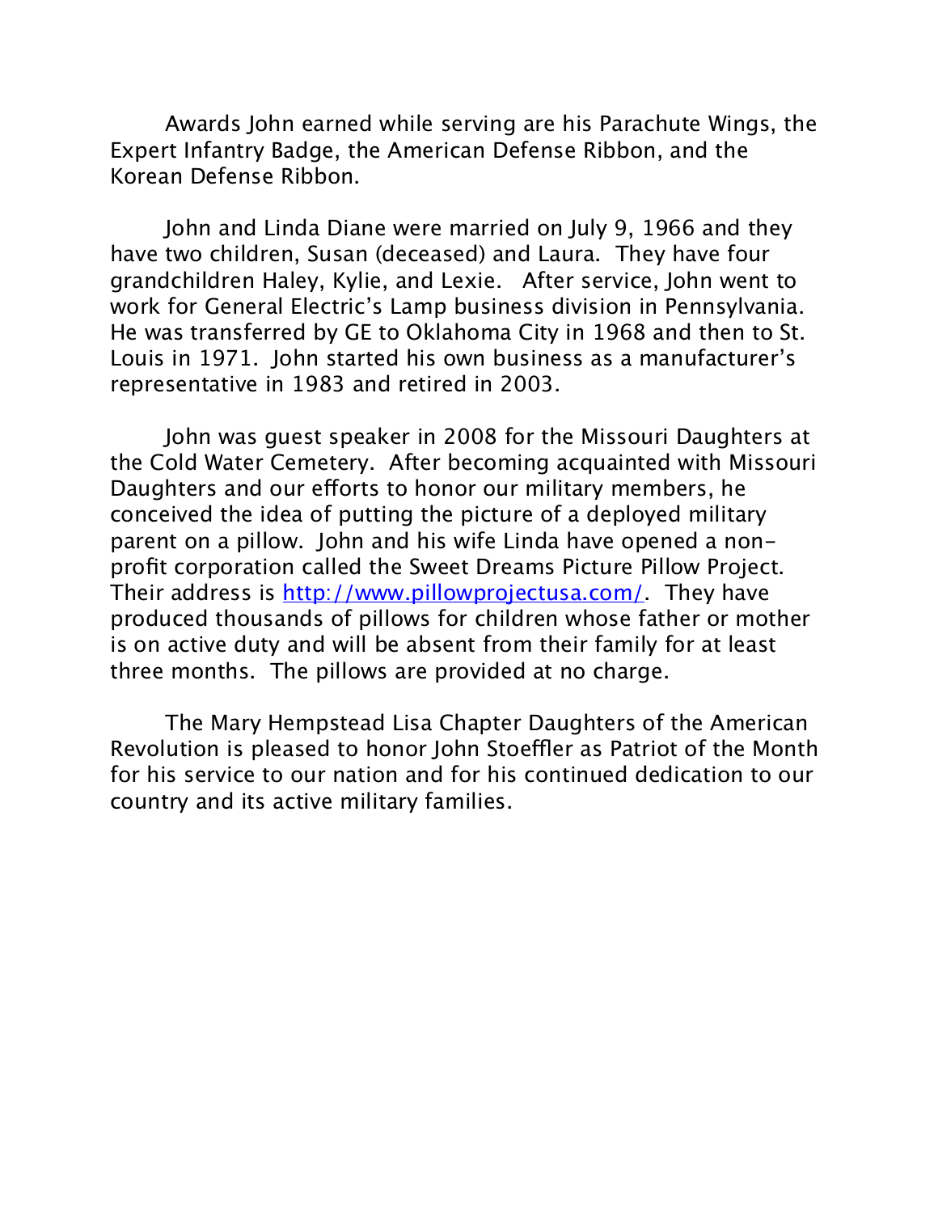Awards John earned while serving are his Parachute Wings, the Expert Infantry Badge, the American Defense Ribbon, and the Korean Defense Ribbon.

John and Linda Diane were married on July 9, 1966 and they have two children, Susan (deceased) and Laura. They have four grandchildren Haley, Kylie, and Lexie. After service, John went to work for General Electric's Lamp business division in Pennsylvania. He was transferred by GE to Oklahoma City in 1968 and then to St. Louis in 1971. John started his own business as a manufacturer's representative in 1983 and retired in 2003.

John was guest speaker in 2008 for the Missouri Daughters at the Cold Water Cemetery. After becoming acquainted with Missouri Daughters and our efforts to honor our military members, he conceived the idea of putting the picture of a deployed military parent on a pillow. John and his wife Linda have opened a non-profit corporation called the Sweet Dreams Picture Pillow Project. Their address is [http://www.pillowprojectusa.com/](http://www.pillowprojectusa.com/). They have produced thousands of pillows for children whose father or mother is on active duty and will be absent from their family for at least three months. The pillows are provided at no charge.

The Mary Hempstead Lisa Chapter Daughters of the American Revolution is pleased to honor John Stoeffler as Patriot of the Month for his service to our nation and for his continued dedication to our country and its active military families.